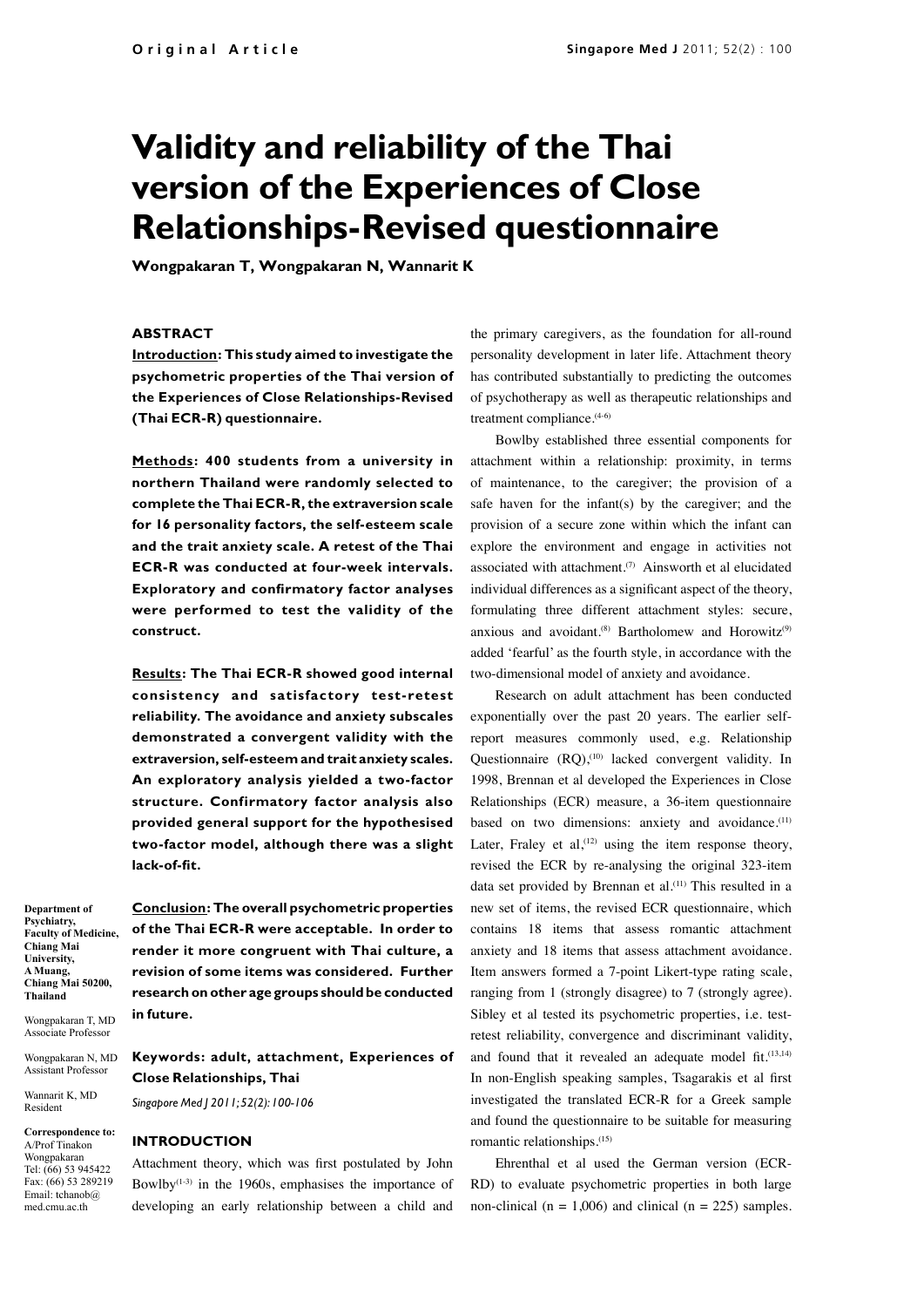# Validity and reliability of the Thai version of the Experiences of Close Relationships-Revised questionnaire

**Wongpakaran T, Wongpakaran N, Wannarit K**

## ABSTRACT

**Introduction: This study aimed to investigate the psychometric properties of the Thai version of the Experiences of Close Relationships-Revised (Thai ECR-R) questionnaire.**

**Methods: 400 students from a university in northern Thailand were randomly selected to complete the Thai ECR-R, the extraversion scale for 16 personality factors, the self-esteem scale and the trait anxiety scale. A retest of the Thai ECR-R was conducted at four-week intervals. Exploratory and confirmatory factor analyses were performed to test the validity of the construct.**

**Results: The Thai ECR-R showed good internal consistency and satisfactory test-retest reliability. The avoidance and anxiety subscales demonstrated a convergent validity with the extraversion, self-esteem and trait anxiety scales. An exploratory analysis yielded a two-factor structure. Confirmatory factor analysis also provided general support for the hypothesised two-factor model, although there was a slight lack-of-fit.**

**Conclusion: The overall psychometric properties of the Thai ECR-R were acceptable. In order to render it more congruent with Thai culture, a revision of some items was considered. Further research on other age groups should be conducted in future.**

**Keywords: adult, attachment, Experiences of Close Relationships, Thai**

*Singapore Med J 2011; 52(2): 100-106*

**Department of Psychiatry, Faculty of Medicine, Chiang Mai University, A Muang, Chiang Mai 50200, Thailand**

Wongpakaran T, MD
Associate Professor

Wongpakaran N, MD
Assistant Professor

Wannarit K, MD
Resident

**Correspondence to:** A/Prof Tinakon Wongpakaran
Tel: (66) 53 945422
Fax: (66) 53 289219
Email: tchanob@med.cmu.ac.th

## INTRODUCTION

Attachment theory, which was first postulated by John Bowlby[1-3] in the 1960s, emphasises the importance of developing an early relationship between a child and the primary caregivers, as the foundation for all-round personality development in later life. Attachment theory has contributed substantially to predicting the outcomes of psychotherapy as well as therapeutic relationships and treatment compliance.[4-6]

Bowlby established three essential components for attachment within a relationship: proximity, in terms of maintenance, to the caregiver; the provision of a safe haven for the infant(s) by the caregiver; and the provision of a secure zone within which the infant can explore the environment and engage in activities not associated with attachment.[7] Ainsworth et al elucidated individual differences as a significant aspect of the theory, formulating three different attachment styles: secure, anxious and avoidant.[8] Bartholomew and Horowitz[9] added 'fearful' as the fourth style, in accordance with the two-dimensional model of anxiety and avoidance.

Research on adult attachment has been conducted exponentially over the past 20 years. The earlier self-report measures commonly used, e.g. Relationship Questionnaire (RQ),[10] lacked convergent validity. In 1998, Brennan et al developed the Experiences in Close Relationships (ECR) measure, a 36-item questionnaire based on two dimensions: anxiety and avoidance.[11] Later, Fraley et al,[12] using the item response theory, revised the ECR by re-analysing the original 323-item data set provided by Brennan et al.[11] This resulted in a new set of items, the revised ECR questionnaire, which contains 18 items that assess romantic attachment anxiety and 18 items that assess attachment avoidance. Item answers formed a 7-point Likert-type rating scale, ranging from 1 (strongly disagree) to 7 (strongly agree). Sibley et al tested its psychometric properties, i.e. test-retest reliability, convergence and discriminant validity, and found that it revealed an adequate model fit.[13,14] In non-English speaking samples, Tsagarakis et al first investigated the translated ECR-R for a Greek sample and found the questionnaire to be suitable for measuring romantic relationships.[15]

Ehrenthal et al used the German version (ECR-RD) to evaluate psychometric properties in both large non-clinical (n = 1,006) and clinical (n = 225) samples.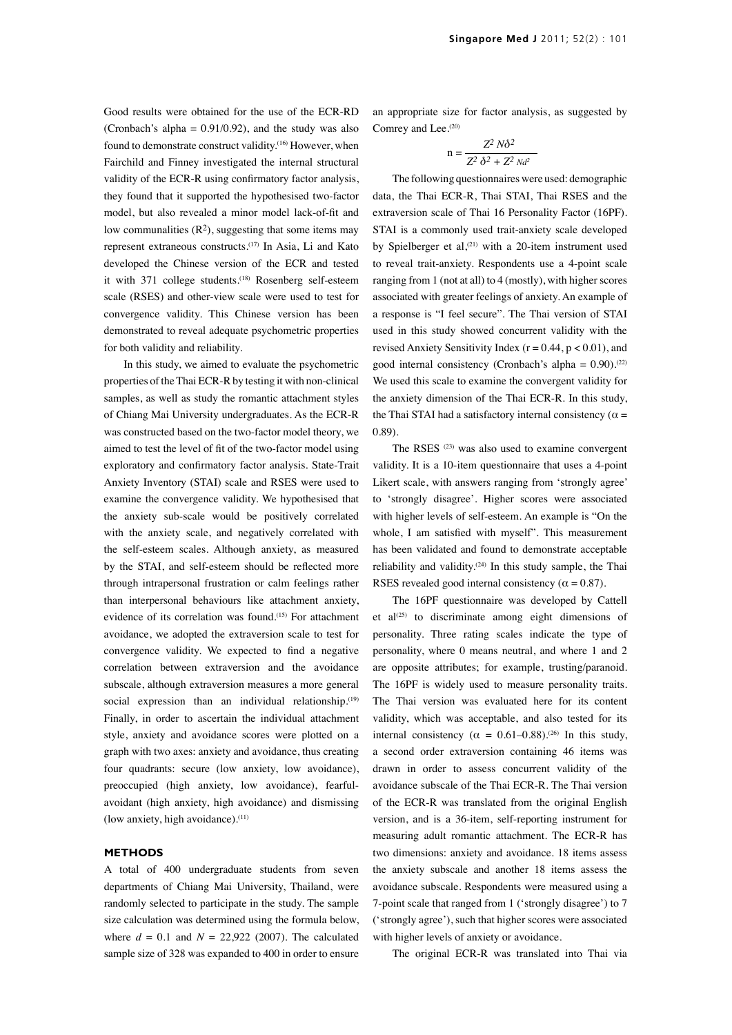Good results were obtained for the use of the ECR-RD (Cronbach's alpha = 0.91/0.92), and the study was also found to demonstrate construct validity.[16] However, when Fairchild and Finney investigated the internal structural validity of the ECR-R using confirmatory factor analysis, they found that it supported the hypothesised two-factor model, but also revealed a minor model lack-of-fit and low communalities ($R^2$), suggesting that some items may represent extraneous constructs.[17] In Asia, Li and Kato developed the Chinese version of the ECR and tested it with 371 college students.[18] Rosenberg self-esteem scale (RSES) and other-view scale were used to test for convergence validity. This Chinese version has been demonstrated to reveal adequate psychometric properties for both validity and reliability.

In this study, we aimed to evaluate the psychometric properties of the Thai ECR-R by testing it with non-clinical samples, as well as study the romantic attachment styles of Chiang Mai University undergraduates. As the ECR-R was constructed based on the two-factor model theory, we aimed to test the level of fit of the two-factor model using exploratory and confirmatory factor analysis. State-Trait Anxiety Inventory (STAI) scale and RSES were used to examine the convergence validity. We hypothesised that the anxiety sub-scale would be positively correlated with the anxiety scale, and negatively correlated with the self-esteem scales. Although anxiety, as measured by the STAI, and self-esteem should be reflected more through intrapersonal frustration or calm feelings rather than interpersonal behaviours like attachment anxiety, evidence of its correlation was found.[15] For attachment avoidance, we adopted the extraversion scale to test for convergence validity. We expected to find a negative correlation between extraversion and the avoidance subscale, although extraversion measures a more general social expression than an individual relationship.[19] Finally, in order to ascertain the individual attachment style, anxiety and avoidance scores were plotted on a graph with two axes: anxiety and avoidance, thus creating four quadrants: secure (low anxiety, low avoidance), preoccupied (high anxiety, low avoidance), fearful-avoidant (high anxiety, high avoidance) and dismissing (low anxiety, high avoidance).[11]

## METHODS

A total of 400 undergraduate students from seven departments of Chiang Mai University, Thailand, were randomly selected to participate in the study. The sample size calculation was determined using the formula below, where $d = 0.1$ and $N = 22{,}922$ (2007). The calculated sample size of 328 was expanded to 400 in order to ensure an appropriate size for factor analysis, as suggested by Comrey and Lee.[20]

$$n = \frac{Z^2 N\delta^2}{Z^2 \delta^2 + Z^2 Nd^2}$$

The following questionnaires were used: demographic data, the Thai ECR-R, Thai STAI, Thai RSES and the extraversion scale of Thai 16 Personality Factor (16PF). STAI is a commonly used trait-anxiety scale developed by Spielberger et al,[21] with a 20-item instrument used to reveal trait-anxiety. Respondents use a 4-point scale ranging from 1 (not at all) to 4 (mostly), with higher scores associated with greater feelings of anxiety. An example of a response is "I feel secure". The Thai version of STAI used in this study showed concurrent validity with the revised Anxiety Sensitivity Index ($r = 0.44$, $p < 0.01$), and good internal consistency (Cronbach's alpha = 0.90).[22] We used this scale to examine the convergent validity for the anxiety dimension of the Thai ECR-R. In this study, the Thai STAI had a satisfactory internal consistency ($\alpha = 0.89$).

The RSES [23] was also used to examine convergent validity. It is a 10-item questionnaire that uses a 4-point Likert scale, with answers ranging from 'strongly agree' to 'strongly disagree'. Higher scores were associated with higher levels of self-esteem. An example is "On the whole, I am satisfied with myself". This measurement has been validated and found to demonstrate acceptable reliability and validity.[24] In this study sample, the Thai RSES revealed good internal consistency ($\alpha = 0.87$).

The 16PF questionnaire was developed by Cattell et al[25] to discriminate among eight dimensions of personality. Three rating scales indicate the type of personality, where 0 means neutral, and where 1 and 2 are opposite attributes; for example, trusting/paranoid. The 16PF is widely used to measure personality traits. The Thai version was evaluated here for its content validity, which was acceptable, and also tested for its internal consistency ($\alpha = 0.61–0.88$).[26] In this study, a second order extraversion containing 46 items was drawn in order to assess concurrent validity of the avoidance subscale of the Thai ECR-R. The Thai version of the ECR-R was translated from the original English version, and is a 36-item, self-reporting instrument for measuring adult romantic attachment. The ECR-R has two dimensions: anxiety and avoidance. 18 items assess the anxiety subscale and another 18 items assess the avoidance subscale. Respondents were measured using a 7-point scale that ranged from 1 ('strongly disagree') to 7 ('strongly agree'), such that higher scores were associated with higher levels of anxiety or avoidance.

The original ECR-R was translated into Thai via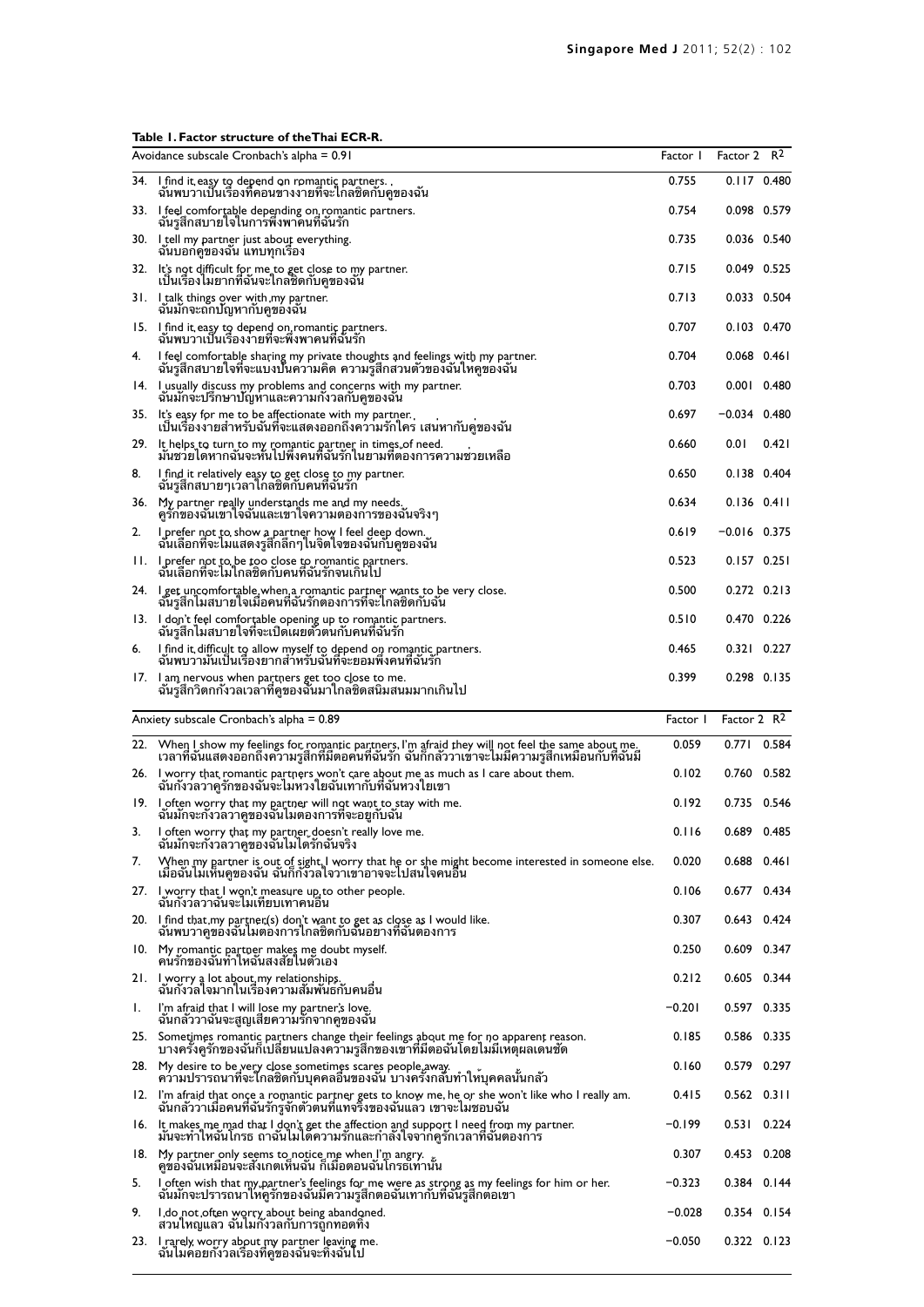**Table I. Factor structure of the Thai ECR-R.**

| Avoidance subscale Cronbach's alpha = 0.91 | Factor 1 | Factor 2 | $R^2$ |
|---|---|---|---|
| 34. I find it easy to depend on romantic partners. ฉันพบว่าเป็นเรื่องที่ค่อนข้างง่ายที่จะใกล้ชิดกับคู่ของฉัน | 0.755 | 0.117 | 0.480 |
| 33. I feel comfortable depending on romantic partners. ฉันรู้สึกสบายใจในการพึ่งพาคนที่ฉันรัก | 0.754 | 0.098 | 0.579 |
| 30. I tell my partner just about everything. ฉันบอกคู่ของฉัน แทบทุกเรื่อง | 0.735 | 0.036 | 0.540 |
| 32. It's not difficult for me to get close to my partner. เป็นเรื่องไม่ยากที่ฉันจะใกล้ชิดกับคู่ของฉัน | 0.715 | 0.049 | 0.525 |
| 31. I talk things over with my partner. ฉันมักจะถกปัญหากับคู่ของฉัน | 0.713 | 0.033 | 0.504 |
| 15. I find it easy to depend on romantic partners. ฉันพบว่าเป็นเรื่องง่ายที่จะพึ่งพาคนที่ฉันรัก | 0.707 | 0.103 | 0.470 |
| 4. I feel comfortable sharing my private thoughts and feelings with my partner. ฉันรู้สึกสบายใจที่จะแบ่งปันความคิด ความรู้สึกส่วนตัวของฉันให้คู่ของฉัน | 0.704 | 0.068 | 0.461 |
| 14. I usually discuss my problems and concerns with my partner. ฉันมักจะปรึกษาปัญหาและความกังวลกับคู่ของฉัน | 0.703 | 0.001 | 0.480 |
| 35. It's easy for me to be affectionate with my partner. เป็นเรื่องง่ายสำหรับฉันที่จะแสดงออกถึงความรักใคร่ เสน่หากับคู่ของฉัน | 0.697 | −0.034 | 0.480 |
| 29. It helps to turn to my romantic partner in times of need. มันช่วยได้หากฉันจะหันไปพึ่งคนที่ฉันรักในยามที่ต้องการความช่วยเหลือ | 0.660 | 0.01 | 0.421 |
| 8. I find it relatively easy to get close to my partner. ฉันรู้สึกสบายๆเวลาใกล้ชิดกับคนที่ฉันรัก | 0.650 | 0.138 | 0.404 |
| 36. My partner really understands me and my needs. คู่รักของฉันเข้าใจฉันและเข้าใจความต้องการของฉันจริงๆ | 0.634 | 0.136 | 0.411 |
| 2. I prefer not to show a partner how I feel deep down. ฉันเลือกที่จะไม่แสดงรู้สึกลึกๆในจิตใจของฉันกับคู่ของฉัน | 0.619 | −0.016 | 0.375 |
| 11. I prefer not to be too close to romantic partners. ฉันเลือกที่จะไม่ใกล้ชิดกับคนที่ฉันรักจนเกินไป | 0.523 | 0.157 | 0.251 |
| 24. I get uncomfortable when a romantic partner wants to be very close. ฉันรู้สึกไม่สบายใจเมื่อคนที่ฉันรักต้องการที่จะใกล้ชิดกับฉัน | 0.500 | 0.272 | 0.213 |
| 13. I don't feel comfortable opening up to romantic partners. ฉันรู้สึกไม่สบายใจที่จะเปิดเผยตัวตนกับคนที่ฉันรัก | 0.510 | 0.470 | 0.226 |
| 6. I find it difficult to allow myself to depend on romantic partners. ฉันพบว่ามันเป็นเรื่องยากสำหรับฉันที่จะยอมพึ่งคนที่ฉันรัก | 0.465 | 0.321 | 0.227 |
| 17. I am nervous when partners get too close to me. ฉันรู้สึกวิตกกังวลเวลาที่คู่ของฉันมาใกล้ชิดสนิมสนมมากเกินไป | 0.399 | 0.298 | 0.135 |

| Anxiety subscale Cronbach's alpha = 0.89 | Factor 1 | Factor 2 | $R^2$ |
|---|---|---|---|
| 22. When I show my feelings for romantic partners, I'm afraid they will not feel the same about me. เวลาที่ฉันแสดงออกถึงความรู้สึกที่มีต่อคนที่ฉันรัก ฉันก็กลัวว่าเขาจะไม่มีความรู้สึกเหมือนกับที่ฉันมี | 0.059 | 0.771 | 0.584 |
| 26. I worry that romantic partners won't care about me as much as I care about them. ฉันกังวลว่าคู่รักของฉันจะไม่หวงใยฉันเท่ากับที่ฉันหวงใยเขา | 0.102 | 0.760 | 0.582 |
| 19. I often worry that my partner will not want to stay with me. ฉันมักจะกังวลว่าคู่ของฉันไม่ต้องการที่จะอยู่กับฉัน | 0.192 | 0.735 | 0.546 |
| 3. I often worry that my partner doesn't really love me. ฉันมักจะกังวลว่าคู่ของฉันไม่ได้รักฉันจริง | 0.116 | 0.689 | 0.485 |
| 7. When my partner is out of sight, I worry that he or she might become interested in someone else. เมื่อฉันไม่เห็นคู่ของฉัน ฉันก็กังวลใจว่าเขาอาจจะไปสนใจคนอื่น | 0.020 | 0.688 | 0.461 |
| 27. I worry that I won't measure up to other people. ฉันกังวลว่าฉันจะไม่เทียบเท่าคนอื่น | 0.106 | 0.677 | 0.434 |
| 20. I find that my partner(s) don't want to get as close as I would like. ฉันพบว่าคู่ของฉันไม่ต้องการใกล้ชิดกับฉันอย่างที่ฉันต้องการ | 0.307 | 0.643 | 0.424 |
| 10. My romantic partner makes me doubt myself. คนรักของฉันทำให้ฉันสงสัยในตัวเอง | 0.250 | 0.609 | 0.347 |
| 21. I worry a lot about my relationships. ฉันกังวลใจมากในเรื่องความสัมพันธ์กับคนอื่น | 0.212 | 0.605 | 0.344 |
| 1. I'm afraid that I will lose my partner's love. ฉันกลัวว่าฉันจะสูญเสียความรักจากคู่ของฉัน | −0.201 | 0.597 | 0.335 |
| 25. Sometimes romantic partners change their feelings about me for no apparent reason. บางครั้งคู่รักของฉันก็เปลี่ยนแปลงความรู้สึกของเขาที่มีต่อฉันโดยไม่มีเหตุผลเด่นชัด | 0.185 | 0.586 | 0.335 |
| 28. My desire to be very close sometimes scares people away. ความปรารถนาที่จะใกล้ชิดกับบุคคลอื่นของฉัน บางครั้งกลับทำให้บุคคลนั้นกลัว | 0.160 | 0.579 | 0.297 |
| 12. I'm afraid that once a romantic partner gets to know me, he or she won't like who I really am. ฉันกลัวว่าเมื่อคนที่ฉันรักรู้จักตัวตนที่แท้จริงของฉันแล้ว เขาจะไม่ชอบฉัน | 0.415 | 0.562 | 0.311 |
| 16. It makes me mad that I don't get the affection and support I need from my partner. มันจะทำให้ฉันโกรธ ถ้าฉันไม่ได้ความรักและกำลังใจจากคู่รักเวลาที่ฉันต้องการ | −0.199 | 0.531 | 0.224 |
| 18. My partner only seems to notice me when I'm angry. คู่ของฉันเหมือนจะสังเกตเห็นฉัน ก็เมื่อตอนฉันโกรธเท่านั้น | 0.307 | 0.453 | 0.208 |
| 5. I often wish that my partner's feelings for me were as strong as my feelings for him or her. ฉันมักจะปรารถนาให้คู่รักของฉันมีความรู้สึกต่อฉันเท่ากับที่ฉันรู้สึกต่อเขา | −0.323 | 0.384 | 0.144 |
| 9. I do not often worry about being abandoned. ส่วนใหญ่แล้ว ฉันไม่กังวลกับการถูกทอดทิ้ง | −0.028 | 0.354 | 0.154 |
| 23. I rarely worry about my partner leaving me. ฉันไม่ค่อยกังวลเรื่องที่คู่ของฉันจะทิ้งฉันไป | −0.050 | 0.322 | 0.123 |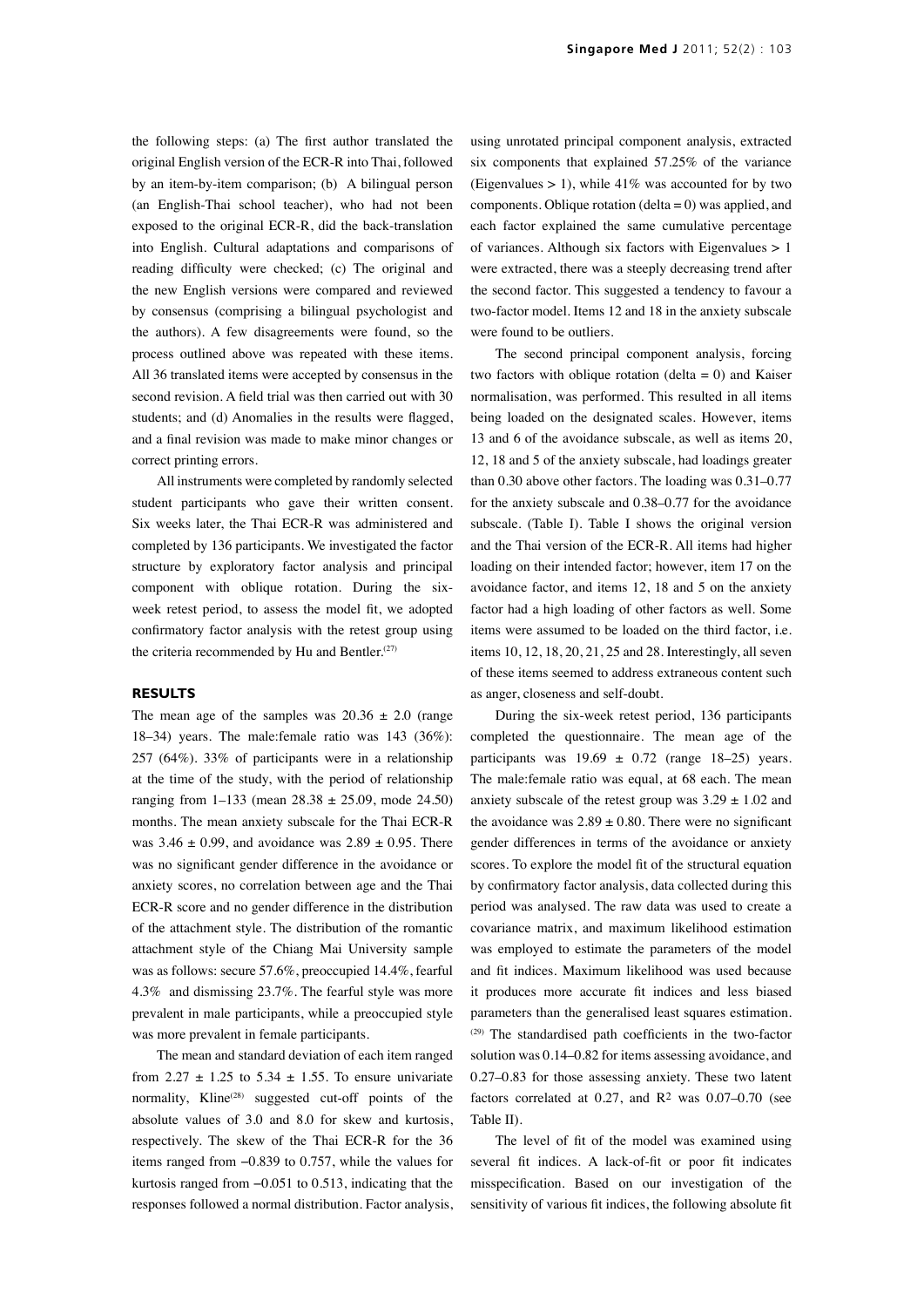the following steps: (a) The first author translated the original English version of the ECR-R into Thai, followed by an item-by-item comparison; (b) A bilingual person (an English-Thai school teacher), who had not been exposed to the original ECR-R, did the back-translation into English. Cultural adaptations and comparisons of reading difficulty were checked; (c) The original and the new English versions were compared and reviewed by consensus (comprising a bilingual psychologist and the authors). A few disagreements were found, so the process outlined above was repeated with these items. All 36 translated items were accepted by consensus in the second revision. A field trial was then carried out with 30 students; and (d) Anomalies in the results were flagged, and a final revision was made to make minor changes or correct printing errors.

All instruments were completed by randomly selected student participants who gave their written consent. Six weeks later, the Thai ECR-R was administered and completed by 136 participants. We investigated the factor structure by exploratory factor analysis and principal component with oblique rotation. During the six-week retest period, to assess the model fit, we adopted confirmatory factor analysis with the retest group using the criteria recommended by Hu and Bentler.[27]

## RESULTS

The mean age of the samples was $20.36 \pm 2.0$ (range 18–34) years. The male:female ratio was 143 (36%): 257 (64%). 33% of participants were in a relationship at the time of the study, with the period of relationship ranging from 1–133 (mean $28.38 \pm 25.09$, mode 24.50) months. The mean anxiety subscale for the Thai ECR-R was $3.46 \pm 0.99$, and avoidance was $2.89 \pm 0.95$. There was no significant gender difference in the avoidance or anxiety scores, no correlation between age and the Thai ECR-R score and no gender difference in the distribution of the attachment style. The distribution of the romantic attachment style of the Chiang Mai University sample was as follows: secure 57.6%, preoccupied 14.4%, fearful 4.3% and dismissing 23.7%. The fearful style was more prevalent in male participants, while a preoccupied style was more prevalent in female participants.

The mean and standard deviation of each item ranged from $2.27 \pm 1.25$ to $5.34 \pm 1.55$. To ensure univariate normality, Kline[28] suggested cut-off points of the absolute values of 3.0 and 8.0 for skew and kurtosis, respectively. The skew of the Thai ECR-R for the 36 items ranged from −0.839 to 0.757, while the values for kurtosis ranged from −0.051 to 0.513, indicating that the responses followed a normal distribution. Factor analysis, using unrotated principal component analysis, extracted six components that explained 57.25% of the variance (Eigenvalues > 1), while 41% was accounted for by two components. Oblique rotation (delta = 0) was applied, and each factor explained the same cumulative percentage of variances. Although six factors with Eigenvalues > 1 were extracted, there was a steeply decreasing trend after the second factor. This suggested a tendency to favour a two-factor model. Items 12 and 18 in the anxiety subscale were found to be outliers.

The second principal component analysis, forcing two factors with oblique rotation (delta = 0) and Kaiser normalisation, was performed. This resulted in all items being loaded on the designated scales. However, items 13 and 6 of the avoidance subscale, as well as items 20, 12, 18 and 5 of the anxiety subscale, had loadings greater than 0.30 above other factors. The loading was 0.31–0.77 for the anxiety subscale and 0.38–0.77 for the avoidance subscale. (Table I). Table I shows the original version and the Thai version of the ECR-R. All items had higher loading on their intended factor; however, item 17 on the avoidance factor, and items 12, 18 and 5 on the anxiety factor had a high loading of other factors as well. Some items were assumed to be loaded on the third factor, i.e. items 10, 12, 18, 20, 21, 25 and 28. Interestingly, all seven of these items seemed to address extraneous content such as anger, closeness and self-doubt.

During the six-week retest period, 136 participants completed the questionnaire. The mean age of the participants was $19.69 \pm 0.72$ (range 18–25) years. The male:female ratio was equal, at 68 each. The mean anxiety subscale of the retest group was $3.29 \pm 1.02$ and the avoidance was $2.89 \pm 0.80$. There were no significant gender differences in terms of the avoidance or anxiety scores. To explore the model fit of the structural equation by confirmatory factor analysis, data collected during this period was analysed. The raw data was used to create a covariance matrix, and maximum likelihood estimation was employed to estimate the parameters of the model and fit indices. Maximum likelihood was used because it produces more accurate fit indices and less biased parameters than the generalised least squares estimation.[29] The standardised path coefficients in the two-factor solution was 0.14–0.82 for items assessing avoidance, and 0.27–0.83 for those assessing anxiety. These two latent factors correlated at 0.27, and $R^2$ was 0.07–0.70 (see Table II).

The level of fit of the model was examined using several fit indices. A lack-of-fit or poor fit indicates misspecification. Based on our investigation of the sensitivity of various fit indices, the following absolute fit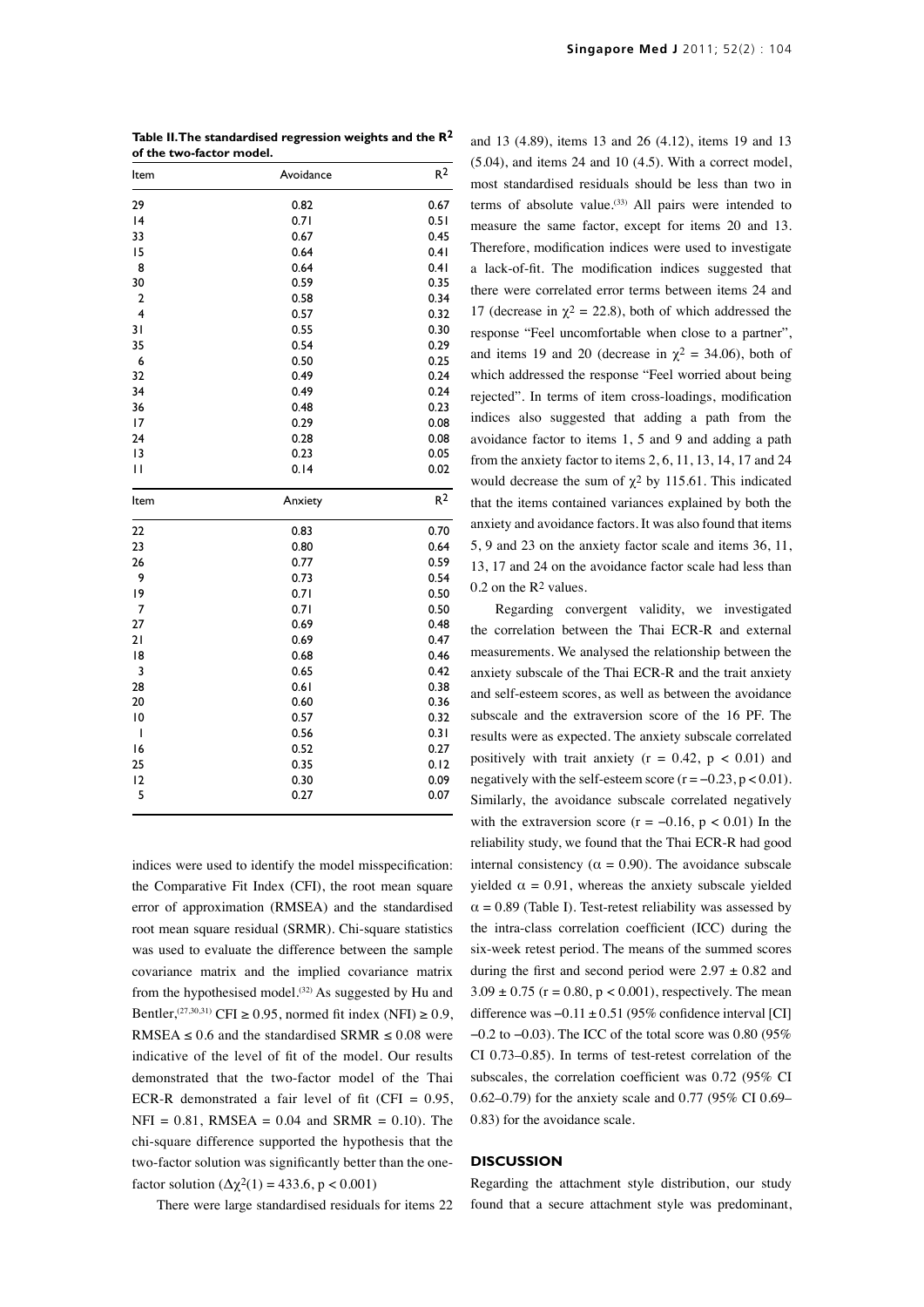**Table II. The standardised regression weights and the $R^2$ of the two-factor model.**

| Item | Avoidance | $R^2$ |
|---|---|---|
| 29 | 0.82 | 0.67 |
| 14 | 0.71 | 0.51 |
| 33 | 0.67 | 0.45 |
| 15 | 0.64 | 0.41 |
| 8 | 0.64 | 0.41 |
| 30 | 0.59 | 0.35 |
| 2 | 0.58 | 0.34 |
| 4 | 0.57 | 0.32 |
| 31 | 0.55 | 0.30 |
| 35 | 0.54 | 0.29 |
| 6 | 0.50 | 0.25 |
| 32 | 0.49 | 0.24 |
| 34 | 0.49 | 0.24 |
| 36 | 0.48 | 0.23 |
| 17 | 0.29 | 0.08 |
| 24 | 0.28 | 0.08 |
| 13 | 0.23 | 0.05 |
| 11 | 0.14 | 0.02 |
| **Item** | **Anxiety** | **$R^2$** |
| 22 | 0.83 | 0.70 |
| 23 | 0.80 | 0.64 |
| 26 | 0.77 | 0.59 |
| 9 | 0.73 | 0.54 |
| 19 | 0.71 | 0.50 |
| 7 | 0.71 | 0.50 |
| 27 | 0.69 | 0.48 |
| 21 | 0.69 | 0.47 |
| 18 | 0.68 | 0.46 |
| 3 | 0.65 | 0.42 |
| 28 | 0.61 | 0.38 |
| 20 | 0.60 | 0.36 |
| 10 | 0.57 | 0.32 |
| 1 | 0.56 | 0.31 |
| 16 | 0.52 | 0.27 |
| 25 | 0.35 | 0.12 |
| 12 | 0.30 | 0.09 |
| 5 | 0.27 | 0.07 |

indices were used to identify the model misspecification: the Comparative Fit Index (CFI), the root mean square error of approximation (RMSEA) and the standardised root mean square residual (SRMR). Chi-square statistics was used to evaluate the difference between the sample covariance matrix and the implied covariance matrix from the hypothesised model.[32] As suggested by Hu and Bentler,[27,30,31] CFI ≥ 0.95, normed fit index (NFI) ≥ 0.9, RMSEA ≤ 0.6 and the standardised SRMR ≤ 0.08 were indicative of the level of fit of the model. Our results demonstrated that the two-factor model of the Thai ECR-R demonstrated a fair level of fit (CFI = 0.95, NFI = 0.81, RMSEA = 0.04 and SRMR = 0.10). The chi-square difference supported the hypothesis that the two-factor solution was significantly better than the one-factor solution ($\Delta\chi^2(1) = 433.6$, $p < 0.001$)

There were large standardised residuals for items 22 and 13 (4.89), items 13 and 26 (4.12), items 19 and 13 (5.04), and items 24 and 10 (4.5). With a correct model, most standardised residuals should be less than two in terms of absolute value.[33] All pairs were intended to measure the same factor, except for items 20 and 13. Therefore, modification indices were used to investigate a lack-of-fit. The modification indices suggested that there were correlated error terms between items 24 and 17 (decrease in $\chi^2 = 22.8$), both of which addressed the response "Feel uncomfortable when close to a partner", and items 19 and 20 (decrease in $\chi^2 = 34.06$), both of which addressed the response "Feel worried about being rejected". In terms of item cross-loadings, modification indices also suggested that adding a path from the avoidance factor to items 1, 5 and 9 and adding a path from the anxiety factor to items 2, 6, 11, 13, 14, 17 and 24 would decrease the sum of $\chi^2$ by 115.61. This indicated that the items contained variances explained by both the anxiety and avoidance factors. It was also found that items 5, 9 and 23 on the anxiety factor scale and items 36, 11, 13, 17 and 24 on the avoidance factor scale had less than 0.2 on the $R^2$ values.

Regarding convergent validity, we investigated the correlation between the Thai ECR-R and external measurements. We analysed the relationship between the anxiety subscale of the Thai ECR-R and the trait anxiety and self-esteem scores, as well as between the avoidance subscale and the extraversion score of the 16 PF. The results were as expected. The anxiety subscale correlated positively with trait anxiety ($r = 0.42$, $p < 0.01$) and negatively with the self-esteem score ($r = -0.23$, $p < 0.01$). Similarly, the avoidance subscale correlated negatively with the extraversion score ($r = -0.16$, $p < 0.01$) In the reliability study, we found that the Thai ECR-R had good internal consistency ($\alpha = 0.90$). The avoidance subscale yielded $\alpha = 0.91$, whereas the anxiety subscale yielded $\alpha = 0.89$ (Table I). Test-retest reliability was assessed by the intra-class correlation coefficient (ICC) during the six-week retest period. The means of the summed scores during the first and second period were $2.97 \pm 0.82$ and $3.09 \pm 0.75$ ($r = 0.80$, $p < 0.001$), respectively. The mean difference was $-0.11 \pm 0.51$ (95% confidence interval [CI] $-0.2$ to $-0.03$). The ICC of the total score was 0.80 (95% CI 0.73–0.85). In terms of test-retest correlation of the subscales, the correlation coefficient was 0.72 (95% CI 0.62–0.79) for the anxiety scale and 0.77 (95% CI 0.69–0.83) for the avoidance scale.

## DISCUSSION

Regarding the attachment style distribution, our study found that a secure attachment style was predominant,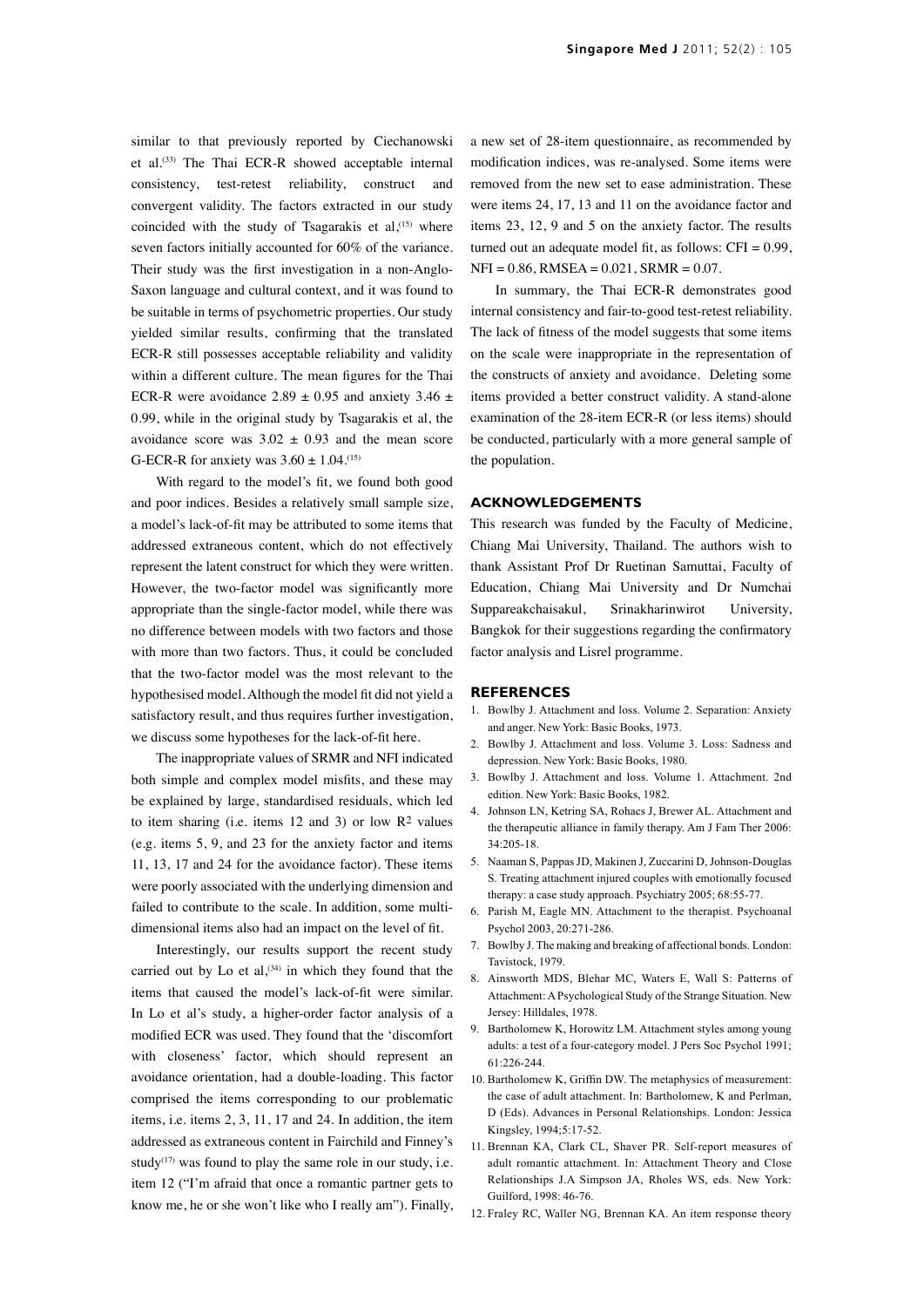similar to that previously reported by Ciechanowski et al.[33] The Thai ECR-R showed acceptable internal consistency, test-retest reliability, construct and convergent validity. The factors extracted in our study coincided with the study of Tsagarakis et al,[15] where seven factors initially accounted for 60% of the variance. Their study was the first investigation in a non-Anglo-Saxon language and cultural context, and it was found to be suitable in terms of psychometric properties. Our study yielded similar results, confirming that the translated ECR-R still possesses acceptable reliability and validity within a different culture. The mean figures for the Thai ECR-R were avoidance 2.89 ± 0.95 and anxiety 3.46 ± 0.99, while in the original study by Tsagarakis et al, the avoidance score was 3.02 ± 0.93 and the mean score G-ECR-R for anxiety was 3.60 ± 1.04.[15]

With regard to the model's fit, we found both good and poor indices. Besides a relatively small sample size, a model's lack-of-fit may be attributed to some items that addressed extraneous content, which do not effectively represent the latent construct for which they were written. However, the two-factor model was significantly more appropriate than the single-factor model, while there was no difference between models with two factors and those with more than two factors. Thus, it could be concluded that the two-factor model was the most relevant to the hypothesised model. Although the model fit did not yield a satisfactory result, and thus requires further investigation, we discuss some hypotheses for the lack-of-fit here.

The inappropriate values of SRMR and NFI indicated both simple and complex model misfits, and these may be explained by large, standardised residuals, which led to item sharing (i.e. items 12 and 3) or low $R^2$ values (e.g. items 5, 9, and 23 for the anxiety factor and items 11, 13, 17 and 24 for the avoidance factor). These items were poorly associated with the underlying dimension and failed to contribute to the scale. In addition, some multi-dimensional items also had an impact on the level of fit.

Interestingly, our results support the recent study carried out by Lo et al,[34] in which they found that the items that caused the model's lack-of-fit were similar. In Lo et al's study, a higher-order factor analysis of a modified ECR was used. They found that the 'discomfort with closeness' factor, which should represent an avoidance orientation, had a double-loading. This factor comprised the items corresponding to our problematic items, i.e. items 2, 3, 11, 17 and 24. In addition, the item addressed as extraneous content in Fairchild and Finney's study[17] was found to play the same role in our study, i.e. item 12 ("I'm afraid that once a romantic partner gets to know me, he or she won't like who I really am"). Finally, a new set of 28-item questionnaire, as recommended by modification indices, was re-analysed. Some items were removed from the new set to ease administration. These were items 24, 17, 13 and 11 on the avoidance factor and items 23, 12, 9 and 5 on the anxiety factor. The results turned out an adequate model fit, as follows: CFI = 0.99, NFI = 0.86, RMSEA = 0.021, SRMR = 0.07.

In summary, the Thai ECR-R demonstrates good internal consistency and fair-to-good test-retest reliability. The lack of fitness of the model suggests that some items on the scale were inappropriate in the representation of the constructs of anxiety and avoidance. Deleting some items provided a better construct validity. A stand-alone examination of the 28-item ECR-R (or less items) should be conducted, particularly with a more general sample of the population.

## ACKNOWLEDGEMENTS

This research was funded by the Faculty of Medicine, Chiang Mai University, Thailand. The authors wish to thank Assistant Prof Dr Ruetinan Samuttai, Faculty of Education, Chiang Mai University and Dr Numchai Suppareakchaisakul, Srinakharinwirot University, Bangkok for their suggestions regarding the confirmatory factor analysis and Lisrel programme.

## REFERENCES

1. Bowlby J. Attachment and loss. Volume 2. Separation: Anxiety and anger. New York: Basic Books, 1973.
2. Bowlby J. Attachment and loss. Volume 3. Loss: Sadness and depression. New York: Basic Books, 1980.
3. Bowlby J. Attachment and loss. Volume 1. Attachment. 2nd edition. New York: Basic Books, 1982.
4. Johnson LN, Ketring SA, Rohacs J, Brewer AL. Attachment and the therapeutic alliance in family therapy. Am J Fam Ther 2006: 34:205-18.
5. Naaman S, Pappas JD, Makinen J, Zuccarini D, Johnson-Douglas S. Treating attachment injured couples with emotionally focused therapy: a case study approach. Psychiatry 2005; 68:55-77.
6. Parish M, Eagle MN. Attachment to the therapist. Psychoanal Psychol 2003, 20:271-286.
7. Bowlby J. The making and breaking of affectional bonds. London: Tavistock, 1979.
8. Ainsworth MDS, Blehar MC, Waters E, Wall S: Patterns of Attachment: A Psychological Study of the Strange Situation. New Jersey: Hilldales, 1978.
9. Bartholomew K, Horowitz LM. Attachment styles among young adults: a test of a four-category model. J Pers Soc Psychol 1991; 61:226-244.
10. Bartholomew K, Griffin DW. The metaphysics of measurement: the case of adult attachment. In: Bartholomew, K and Perlman, D (Eds). Advances in Personal Relationships. London: Jessica Kingsley, 1994;5:17-52.
11. Brennan KA, Clark CL, Shaver PR. Self-report measures of adult romantic attachment. In: Attachment Theory and Close Relationships J.A Simpson JA, Rholes WS, eds. New York: Guilford, 1998: 46-76.
12. Fraley RC, Waller NG, Brennan KA. An item response theory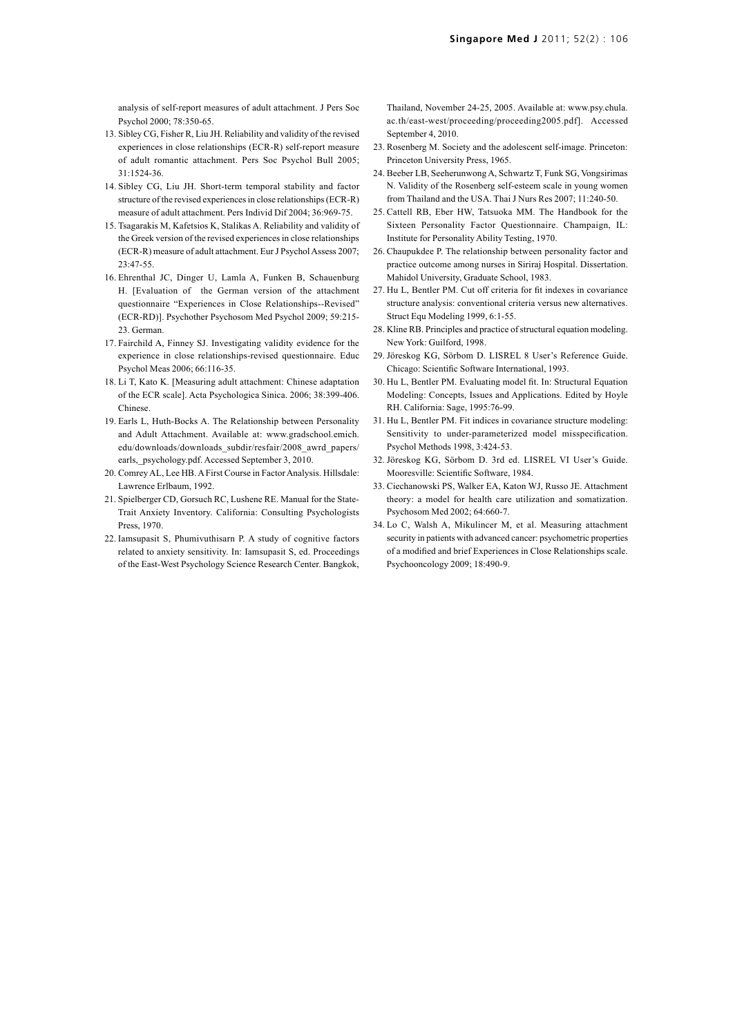analysis of self-report measures of adult attachment. J Pers Soc Psychol 2000; 78:350-65.

13. Sibley CG, Fisher R, Liu JH. Reliability and validity of the revised experiences in close relationships (ECR-R) self-report measure of adult romantic attachment. Pers Soc Psychol Bull 2005; 31:1524-36.
14. Sibley CG, Liu JH. Short-term temporal stability and factor structure of the revised experiences in close relationships (ECR-R) measure of adult attachment. Pers Individ Dif 2004; 36:969-75.
15. Tsagarakis M, Kafetsios K, Stalikas A. Reliability and validity of the Greek version of the revised experiences in close relationships (ECR-R) measure of adult attachment. Eur J Psychol Assess 2007; 23:47-55.
16. Ehrenthal JC, Dinger U, Lamla A, Funken B, Schauenburg H. [Evaluation of the German version of the attachment questionnaire "Experiences in Close Relationships--Revised" (ECR-RD)]. Psychother Psychosom Med Psychol 2009; 59:215-23. German.
17. Fairchild A, Finney SJ. Investigating validity evidence for the experience in close relationships-revised questionnaire. Educ Psychol Meas 2006; 66:116-35.
18. Li T, Kato K. [Measuring adult attachment: Chinese adaptation of the ECR scale]. Acta Psychologica Sinica. 2006; 38:399-406. Chinese.
19. Earls L, Huth-Bocks A. The Relationship between Personality and Adult Attachment. Available at: www.gradschool.emich.edu/downloads/downloads_subdir/resfair/2008_awrd_papers/earls,_psychology.pdf. Accessed September 3, 2010.
20. Comrey AL, Lee HB. A First Course in Factor Analysis. Hillsdale: Lawrence Erlbaum, 1992.
21. Spielberger CD, Gorsuch RC, Lushene RE. Manual for the State-Trait Anxiety Inventory. California: Consulting Psychologists Press, 1970.
22. Iamsupasit S, Phumivuthisarn P. A study of cognitive factors related to anxiety sensitivity. In: Iamsupasit S, ed. Proceedings of the East-West Psychology Science Research Center. Bangkok, Thailand, November 24-25, 2005. Available at: www.psy.chula.ac.th/east-west/proceeding/proceeding2005.pdf]. Accessed September 4, 2010.
23. Rosenberg M. Society and the adolescent self-image. Princeton: Princeton University Press, 1965.
24. Beeber LB, Seeherunwong A, Schwartz T, Funk SG, Vongsirimas N. Validity of the Rosenberg self-esteem scale in young women from Thailand and the USA. Thai J Nurs Res 2007; 11:240-50.
25. Cattell RB, Eber HW, Tatsuoka MM. The Handbook for the Sixteen Personality Factor Questionnaire. Champaign, IL: Institute for Personality Ability Testing, 1970.
26. Chaupukdee P. The relationship between personality factor and practice outcome among nurses in Siriraj Hospital. Dissertation. Mahidol University, Graduate School, 1983.
27. Hu L, Bentler PM. Cut off criteria for fit indexes in covariance structure analysis: conventional criteria versus new alternatives. Struct Equ Modeling 1999, 6:1-55.
28. Kline RB. Principles and practice of structural equation modeling. New York: Guilford, 1998.
29. Jöreskog KG, Sörbom D. LISREL 8 User's Reference Guide. Chicago: Scientific Software International, 1993.
30. Hu L, Bentler PM. Evaluating model fit. In: Structural Equation Modeling: Concepts, Issues and Applications. Edited by Hoyle RH. California: Sage, 1995:76-99.
31. Hu L, Bentler PM. Fit indices in covariance structure modeling: Sensitivity to under-parameterized model misspecification. Psychol Methods 1998, 3:424-53.
32. Jöreskog KG, Sörbom D. 3rd ed. LISREL VI User's Guide. Mooresville: Scientific Software, 1984.
33. Ciechanowski PS, Walker EA, Katon WJ, Russo JE. Attachment theory: a model for health care utilization and somatization. Psychosom Med 2002; 64:660-7.
34. Lo C, Walsh A, Mikulincer M, et al. Measuring attachment security in patients with advanced cancer: psychometric properties of a modified and brief Experiences in Close Relationships scale. Psychooncology 2009; 18:490-9.